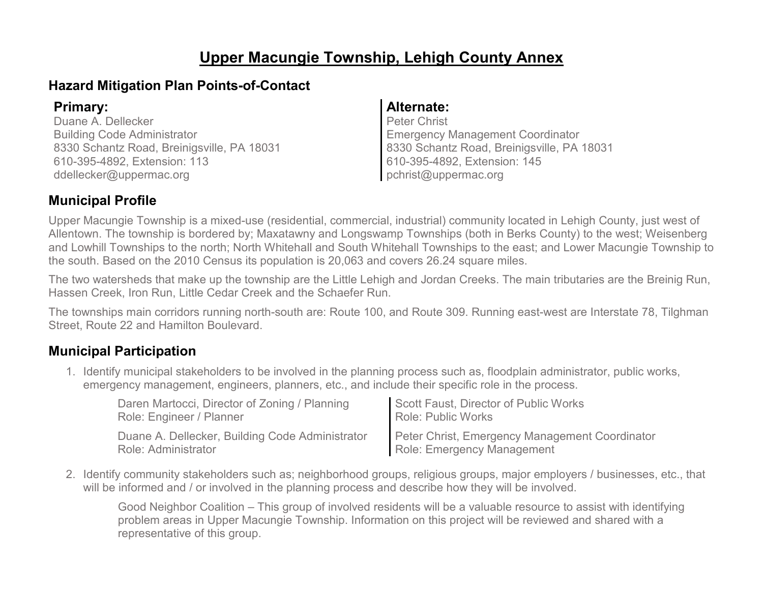# Upper Macungie Township, Lehigh County Annex

## Hazard Mitigation Plan Points-of-Contact

### Primary:

Duane A. Dellecker
Building Code Administrator
8330 Schantz Road, Breinigsville, PA 18031
610-395-4892, Extension: 113
ddellecker@uppermac.org

### Alternate:

Peter Christ
Emergency Management Coordinator
8330 Schantz Road, Breinigsville, PA 18031
610-395-4892, Extension: 145
pchrist@uppermac.org

## Municipal Profile

Upper Macungie Township is a mixed-use (residential, commercial, industrial) community located in Lehigh County, just west of Allentown. The township is bordered by; Maxatawny and Longswamp Townships (both in Berks County) to the west; Weisenberg and Lowhill Townships to the north; North Whitehall and South Whitehall Townships to the east; and Lower Macungie Township to the south. Based on the 2010 Census its population is 20,063 and covers 26.24 square miles.

The two watersheds that make up the township are the Little Lehigh and Jordan Creeks. The main tributaries are the Breinig Run, Hassen Creek, Iron Run, Little Cedar Creek and the Schaefer Run.

The townships main corridors running north-south are: Route 100, and Route 309. Running east-west are Interstate 78, Tilghman Street, Route 22 and Hamilton Boulevard.

## Municipal Participation

1. Identify municipal stakeholders to be involved in the planning process such as, floodplain administrator, public works, emergency management, engineers, planners, etc., and include their specific role in the process.

   Daren Martocci, Director of Zoning / Planning
   Role: Engineer / Planner

   Scott Faust, Director of Public Works
   Role: Public Works

   Duane A. Dellecker, Building Code Administrator
   Role: Administrator

   Peter Christ, Emergency Management Coordinator
   Role: Emergency Management

2. Identify community stakeholders such as; neighborhood groups, religious groups, major employers / businesses, etc., that will be informed and / or involved in the planning process and describe how they will be involved.

   Good Neighbor Coalition – This group of involved residents will be a valuable resource to assist with identifying problem areas in Upper Macungie Township. Information on this project will be reviewed and shared with a representative of this group.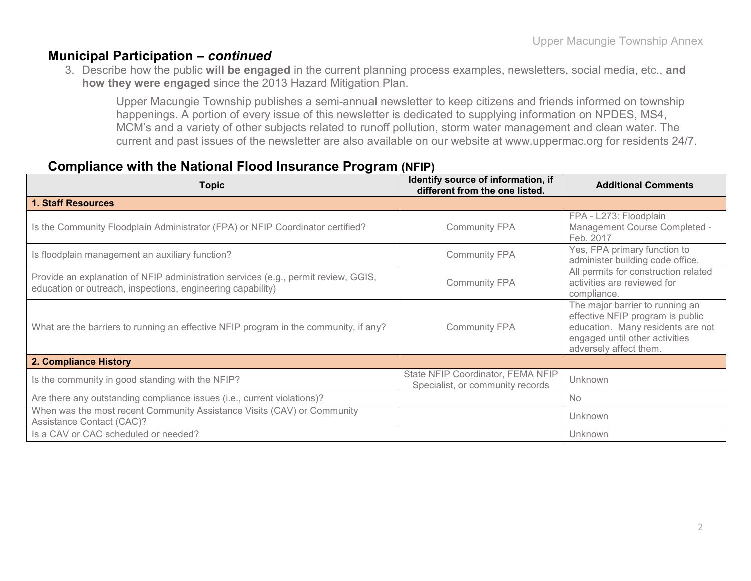## Municipal Participation – *continued*

3. Describe how the public **will be engaged** in the current planning process examples, newsletters, social media, etc., **and how they were engaged** since the 2013 Hazard Mitigation Plan.

   Upper Macungie Township publishes a semi-annual newsletter to keep citizens and friends informed on township happenings. A portion of every issue of this newsletter is dedicated to supplying information on NPDES, MS4, MCM's and a variety of other subjects related to runoff pollution, storm water management and clean water. The current and past issues of the newsletter are also available on our website at www.uppermac.org for residents 24/7.

## Compliance with the National Flood Insurance Program (NFIP)

| Topic | Identify source of information, if different from the one listed. | Additional Comments |
|---|---|---|
| **1. Staff Resources** | | |
| Is the Community Floodplain Administrator (FPA) or NFIP Coordinator certified? | Community FPA | FPA - L273: Floodplain Management Course Completed - Feb. 2017 |
| Is floodplain management an auxiliary function? | Community FPA | Yes, FPA primary function to administer building code office. |
| Provide an explanation of NFIP administration services (e.g., permit review, GGIS, education or outreach, inspections, engineering capability) | Community FPA | All permits for construction related activities are reviewed for compliance. |
| What are the barriers to running an effective NFIP program in the community, if any? | Community FPA | The major barrier to running an effective NFIP program is public education. Many residents are not engaged until other activities adversely affect them. |
| **2. Compliance History** | | |
| Is the community in good standing with the NFIP? | State NFIP Coordinator, FEMA NFIP Specialist, or community records | Unknown |
| Are there any outstanding compliance issues (i.e., current violations)? | | No |
| When was the most recent Community Assistance Visits (CAV) or Community Assistance Contact (CAC)? | | Unknown |
| Is a CAV or CAC scheduled or needed? | | Unknown |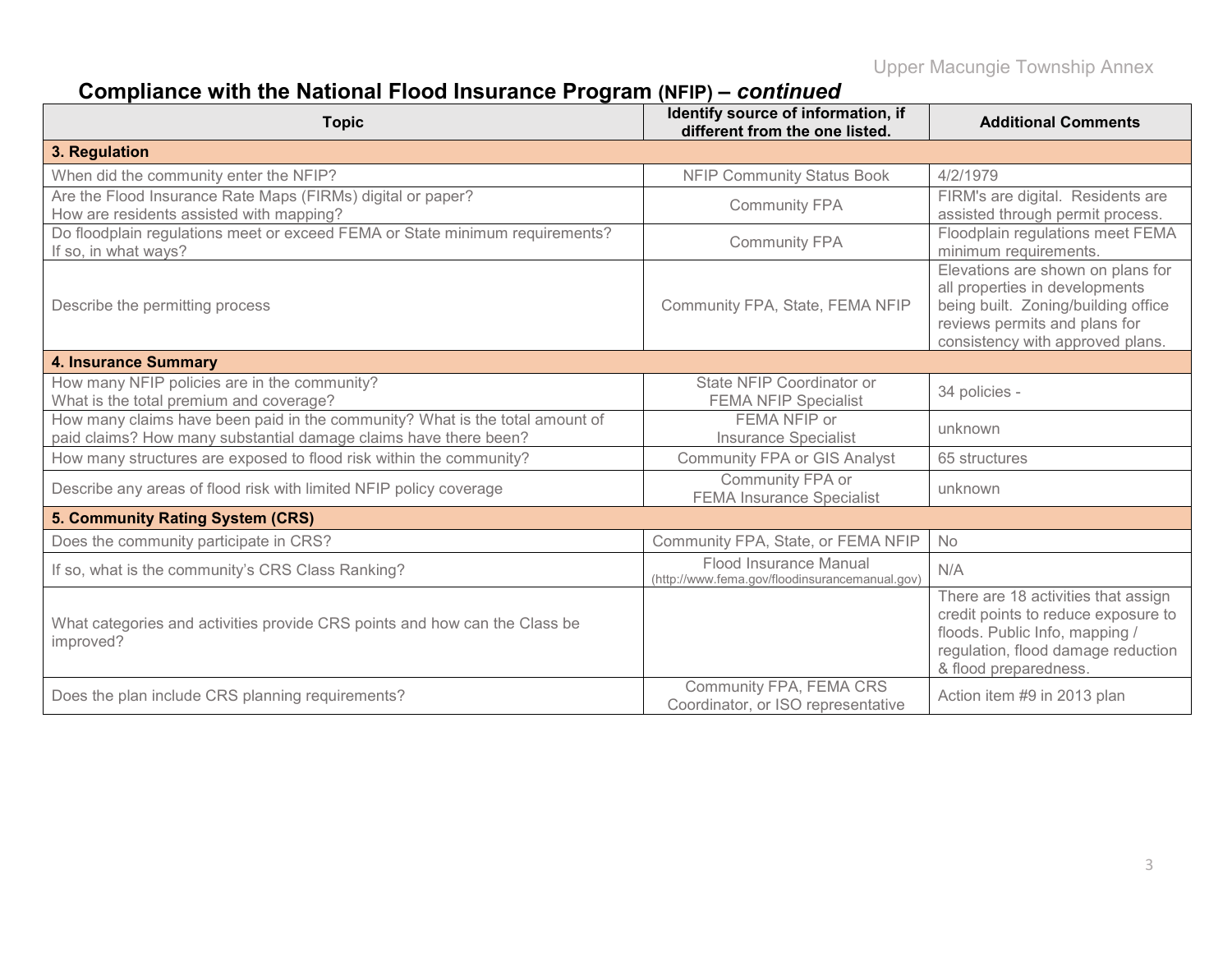## Compliance with the National Flood Insurance Program (NFIP) – *continued*

| Topic | Identify source of information, if different from the one listed. | Additional Comments |
|---|---|---|
| **3. Regulation** | | |
| When did the community enter the NFIP? | NFIP Community Status Book | 4/2/1979 |
| Are the Flood Insurance Rate Maps (FIRMs) digital or paper? How are residents assisted with mapping? | Community FPA | FIRM's are digital. Residents are assisted through permit process. |
| Do floodplain regulations meet or exceed FEMA or State minimum requirements? If so, in what ways? | Community FPA | Floodplain regulations meet FEMA minimum requirements. |
| Describe the permitting process | Community FPA, State, FEMA NFIP | Elevations are shown on plans for all properties in developments being built. Zoning/building office reviews permits and plans for consistency with approved plans. |
| **4. Insurance Summary** | | |
| How many NFIP policies are in the community? What is the total premium and coverage? | State NFIP Coordinator or FEMA NFIP Specialist | 34 policies - |
| How many claims have been paid in the community? What is the total amount of paid claims? How many substantial damage claims have there been? | FEMA NFIP or Insurance Specialist | unknown |
| How many structures are exposed to flood risk within the community? | Community FPA or GIS Analyst | 65 structures |
| Describe any areas of flood risk with limited NFIP policy coverage | Community FPA or FEMA Insurance Specialist | unknown |
| **5. Community Rating System (CRS)** | | |
| Does the community participate in CRS? | Community FPA, State, or FEMA NFIP | No |
| If so, what is the community's CRS Class Ranking? | Flood Insurance Manual (http://www.fema.gov/floodinsurancemanual.gov) | N/A |
| What categories and activities provide CRS points and how can the Class be improved? | | There are 18 activities that assign credit points to reduce exposure to floods. Public Info, mapping / regulation, flood damage reduction & flood preparedness. |
| Does the plan include CRS planning requirements? | Community FPA, FEMA CRS Coordinator, or ISO representative | Action item #9 in 2013 plan |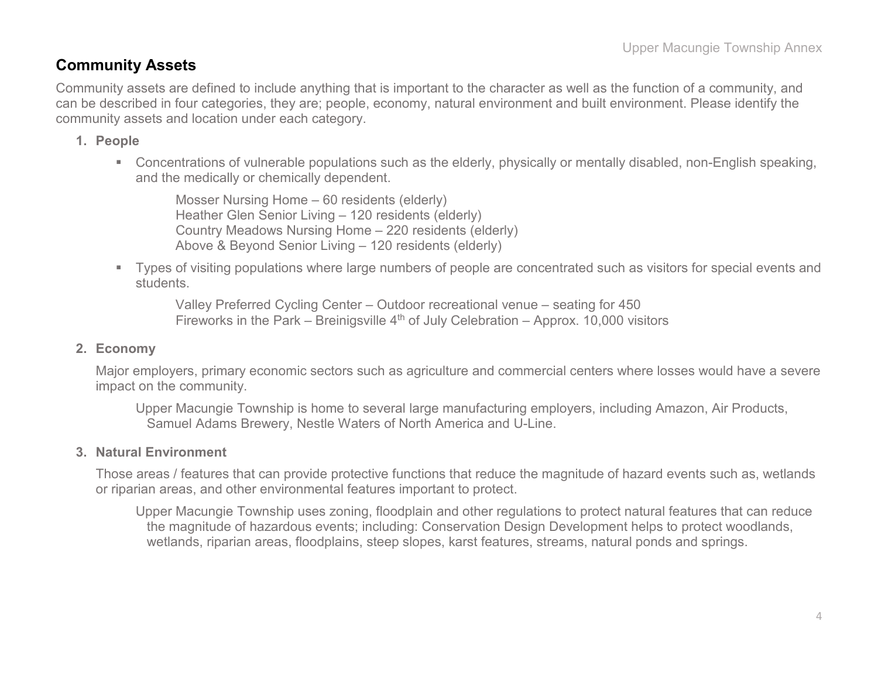## Community Assets

Community assets are defined to include anything that is important to the character as well as the function of a community, and can be described in four categories, they are; people, economy, natural environment and built environment. Please identify the community assets and location under each category.

1. **People**

   - Concentrations of vulnerable populations such as the elderly, physically or mentally disabled, non-English speaking, and the medically or chemically dependent.

     Mosser Nursing Home – 60 residents (elderly)
     Heather Glen Senior Living – 120 residents (elderly)
     Country Meadows Nursing Home – 220 residents (elderly)
     Above & Beyond Senior Living – 120 residents (elderly)

   - Types of visiting populations where large numbers of people are concentrated such as visitors for special events and students.

     Valley Preferred Cycling Center – Outdoor recreational venue – seating for 450
     Fireworks in the Park – Breinigsville 4th of July Celebration – Approx. 10,000 visitors

2. **Economy**

   Major employers, primary economic sectors such as agriculture and commercial centers where losses would have a severe impact on the community.

   Upper Macungie Township is home to several large manufacturing employers, including Amazon, Air Products, Samuel Adams Brewery, Nestle Waters of North America and U-Line.

3. **Natural Environment**

   Those areas / features that can provide protective functions that reduce the magnitude of hazard events such as, wetlands or riparian areas, and other environmental features important to protect.

   Upper Macungie Township uses zoning, floodplain and other regulations to protect natural features that can reduce the magnitude of hazardous events; including: Conservation Design Development helps to protect woodlands, wetlands, riparian areas, floodplains, steep slopes, karst features, streams, natural ponds and springs.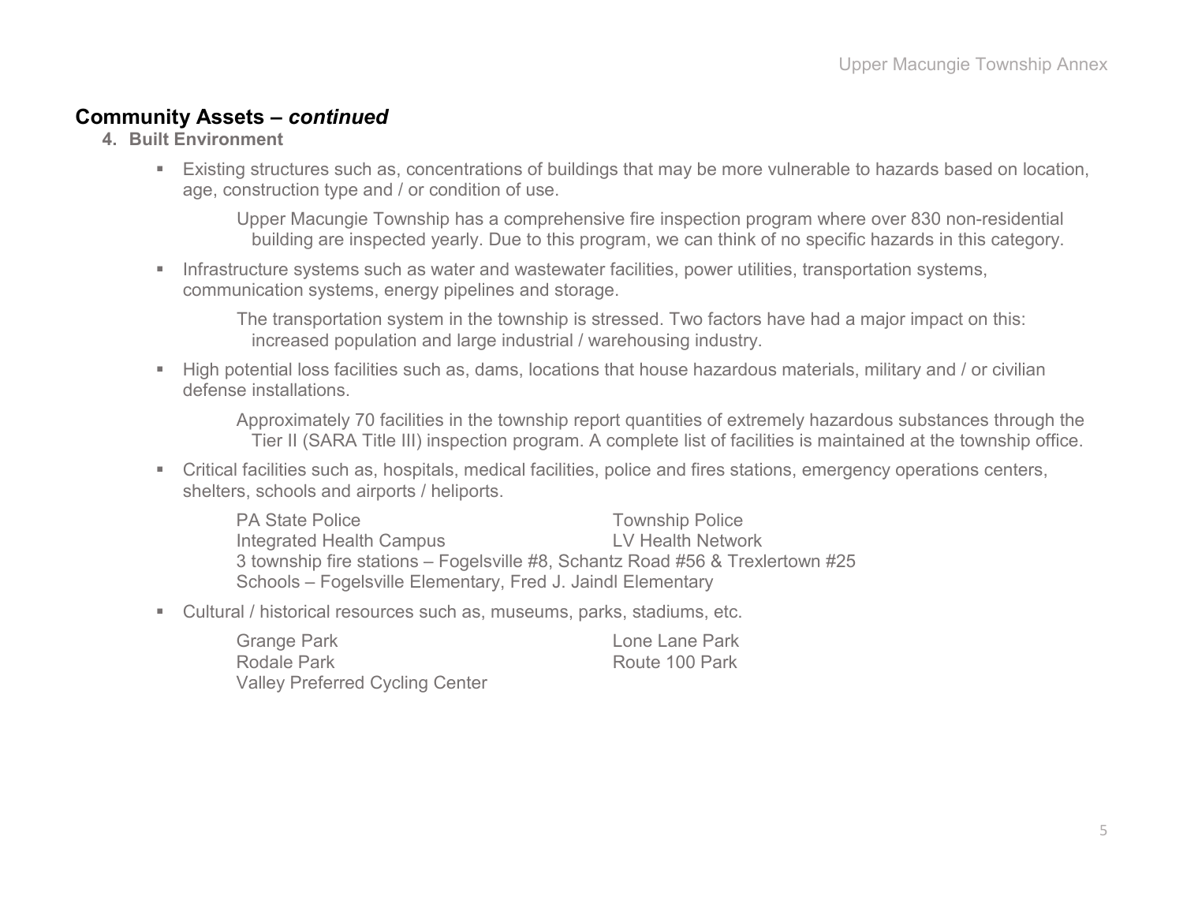## Community Assets – *continued*

### 4. Built Environment

- Existing structures such as, concentrations of buildings that may be more vulnerable to hazards based on location, age, construction type and / or condition of use.

  Upper Macungie Township has a comprehensive fire inspection program where over 830 non-residential building are inspected yearly. Due to this program, we can think of no specific hazards in this category.

- Infrastructure systems such as water and wastewater facilities, power utilities, transportation systems, communication systems, energy pipelines and storage.

  The transportation system in the township is stressed. Two factors have had a major impact on this: increased population and large industrial / warehousing industry.

- High potential loss facilities such as, dams, locations that house hazardous materials, military and / or civilian defense installations.

  Approximately 70 facilities in the township report quantities of extremely hazardous substances through the Tier II (SARA Title III) inspection program. A complete list of facilities is maintained at the township office.

- Critical facilities such as, hospitals, medical facilities, police and fires stations, emergency operations centers, shelters, schools and airports / heliports.

  PA State Police
  Township Police
  Integrated Health Campus
  LV Health Network
  3 township fire stations – Fogelsville #8, Schantz Road #56 & Trexlertown #25
  Schools – Fogelsville Elementary, Fred J. Jaindl Elementary

- Cultural / historical resources such as, museums, parks, stadiums, etc.

  Grange Park
  Lone Lane Park
  Rodale Park
  Route 100 Park
  Valley Preferred Cycling Center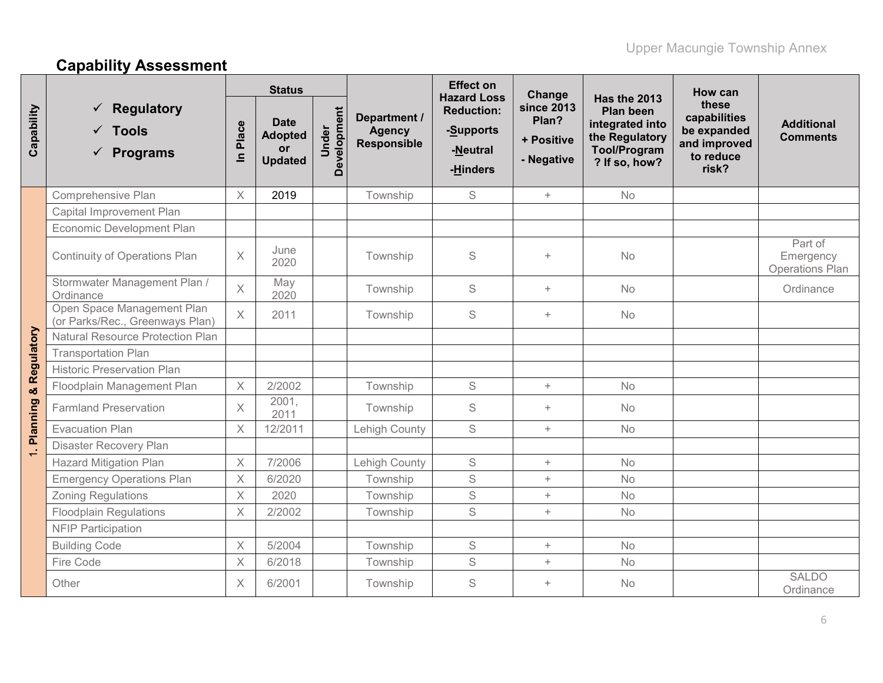## Capability Assessment

| Capability | ✓ Regulatory ✓ Tools ✓ Programs | Status | | | Department / Agency Responsible | Effect on Hazard Loss Reduction: -Supports -Neutral -Hinders | Change since 2013 Plan? + Positive - Negative | Has the 2013 Plan been integrated into the Regulatory Tool/Program ? If so, how? | How can these capabilities be expanded and improved to reduce risk? | Additional Comments |
|---|---|---|---|---|---|---|---|---|---|---|
| | | In Place | Date Adopted or Updated | Under Development | | | | | | |
| 1. Planning & Regulatory | Comprehensive Plan | X | 2019 | | Township | S | + | No | | |
| | Capital Improvement Plan | | | | | | | | | |
| | Economic Development Plan | | | | | | | | | |
| | Continuity of Operations Plan | X | June 2020 | | Township | S | + | No | | Part of Emergency Operations Plan |
| | Stormwater Management Plan / Ordinance | X | May 2020 | | Township | S | + | No | | Ordinance |
| | Open Space Management Plan (or Parks/Rec., Greenways Plan) | X | 2011 | | Township | S | + | No | | |
| | Natural Resource Protection Plan | | | | | | | | | |
| | Transportation Plan | | | | | | | | | |
| | Historic Preservation Plan | | | | | | | | | |
| | Floodplain Management Plan | X | 2/2002 | | Township | S | + | No | | |
| | Farmland Preservation | X | 2001, 2011 | | Township | S | + | No | | |
| | Evacuation Plan | X | 12/2011 | | Lehigh County | S | + | No | | |
| | Disaster Recovery Plan | | | | | | | | | |
| | Hazard Mitigation Plan | X | 7/2006 | | Lehigh County | S | + | No | | |
| | Emergency Operations Plan | X | 6/2020 | | Township | S | + | No | | |
| | Zoning Regulations | X | 2020 | | Township | S | + | No | | |
| | Floodplain Regulations | X | 2/2002 | | Township | S | + | No | | |
| | NFIP Participation | | | | | | | | | |
| | Building Code | X | 5/2004 | | Township | S | + | No | | |
| | Fire Code | X | 6/2018 | | Township | S | + | No | | |
| | Other | X | 6/2001 | | Township | S | + | No | | SALDO Ordinance |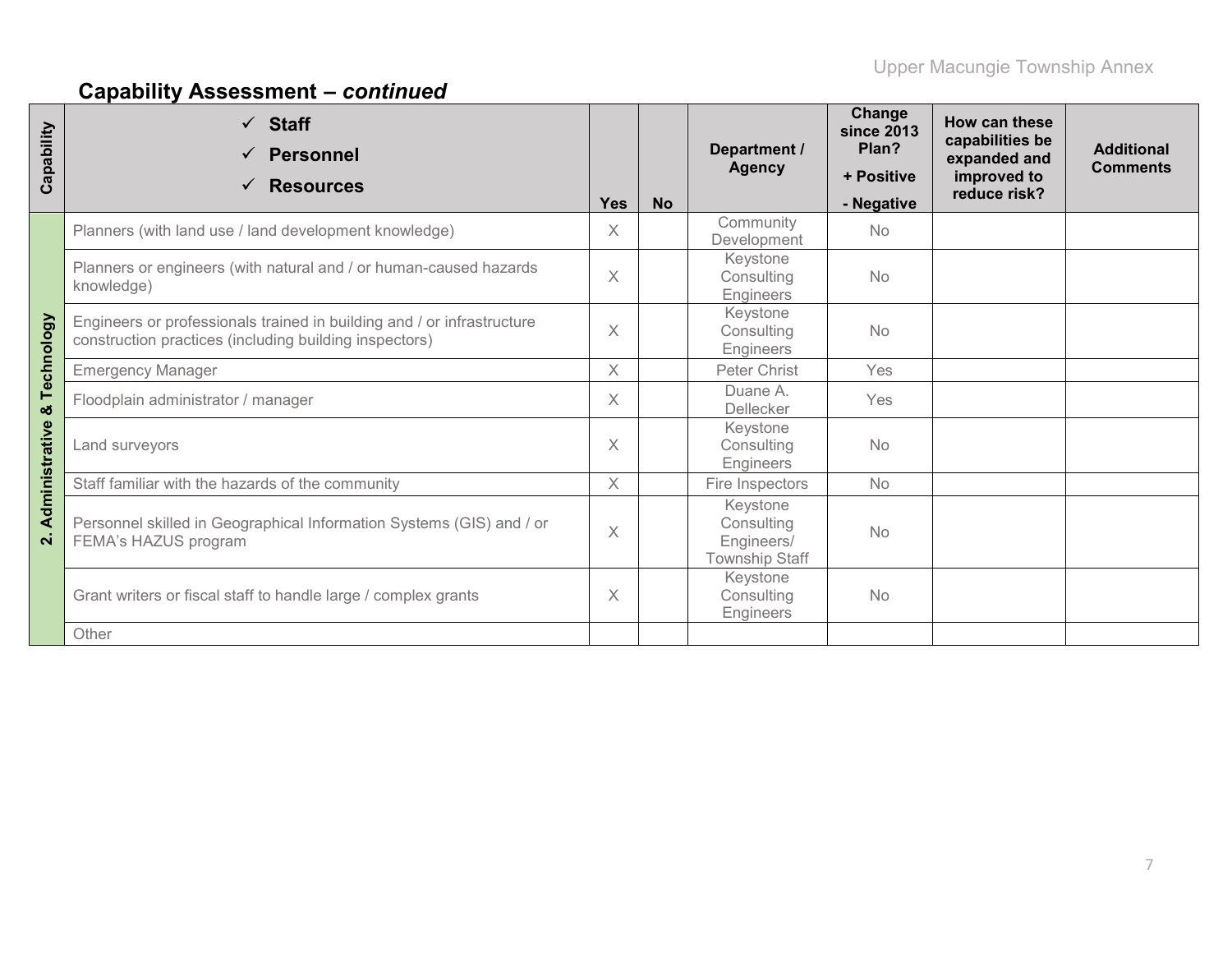## Capability Assessment – *continued*

| Capability | ✓ Staff ✓ Personnel ✓ Resources | Yes | No | Department / Agency | Change since 2013 Plan? + Positive - Negative | How can these capabilities be expanded and improved to reduce risk? | Additional Comments |
|---|---|---|---|---|---|---|---|
| 2. Administrative & Technology | Planners (with land use / land development knowledge) | X | | Community Development | No | | |
| | Planners or engineers (with natural and / or human-caused hazards knowledge) | X | | Keystone Consulting Engineers | No | | |
| | Engineers or professionals trained in building and / or infrastructure construction practices (including building inspectors) | X | | Keystone Consulting Engineers | No | | |
| | Emergency Manager | X | | Peter Christ | Yes | | |
| | Floodplain administrator / manager | X | | Duane A. Dellecker | Yes | | |
| | Land surveyors | X | | Keystone Consulting Engineers | No | | |
| | Staff familiar with the hazards of the community | X | | Fire Inspectors | No | | |
| | Personnel skilled in Geographical Information Systems (GIS) and / or FEMA's HAZUS program | X | | Keystone Consulting Engineers/ Township Staff | No | | |
| | Grant writers or fiscal staff to handle large / complex grants | X | | Keystone Consulting Engineers | No | | |
| | Other | | | | | | |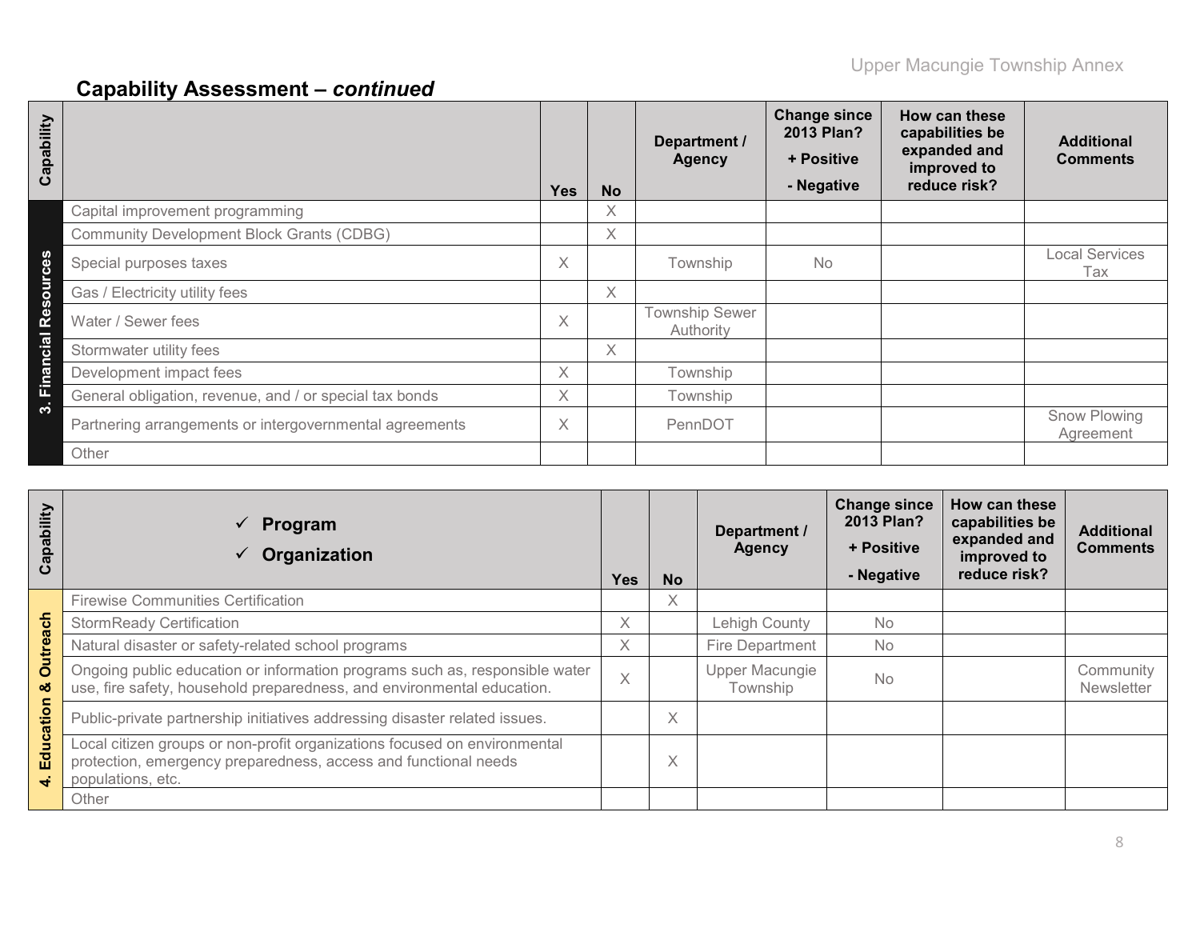## Capability Assessment – *continued*

| Capability | | Yes | No | Department / Agency | Change since 2013 Plan? + Positive - Negative | How can these capabilities be expanded and improved to reduce risk? | Additional Comments |
|---|---|---|---|---|---|---|---|
| 3. Financial Resources | Capital improvement programming | | X | | | | |
| | Community Development Block Grants (CDBG) | | X | | | | |
| | Special purposes taxes | X | | Township | No | | Local Services Tax |
| | Gas / Electricity utility fees | | X | | | | |
| | Water / Sewer fees | X | | Township Sewer Authority | | | |
| | Stormwater utility fees | | X | | | | |
| | Development impact fees | X | | Township | | | |
| | General obligation, revenue, and / or special tax bonds | X | | Township | | | |
| | Partnering arrangements or intergovernmental agreements | X | | PennDOT | | | Snow Plowing Agreement |
| | Other | | | | | | |

| Capability | ✓ Program ✓ Organization | Yes | No | Department / Agency | Change since 2013 Plan? + Positive - Negative | How can these capabilities be expanded and improved to reduce risk? | Additional Comments |
|---|---|---|---|---|---|---|---|
| 4. Education & Outreach | Firewise Communities Certification | | X | | | | |
| | StormReady Certification | X | | Lehigh County | No | | |
| | Natural disaster or safety-related school programs | X | | Fire Department | No | | |
| | Ongoing public education or information programs such as, responsible water use, fire safety, household preparedness, and environmental education. | X | | Upper Macungie Township | No | | Community Newsletter |
| | Public-private partnership initiatives addressing disaster related issues. | | X | | | | |
| | Local citizen groups or non-profit organizations focused on environmental protection, emergency preparedness, access and functional needs populations, etc. | | X | | | | |
| | Other | | | | | | |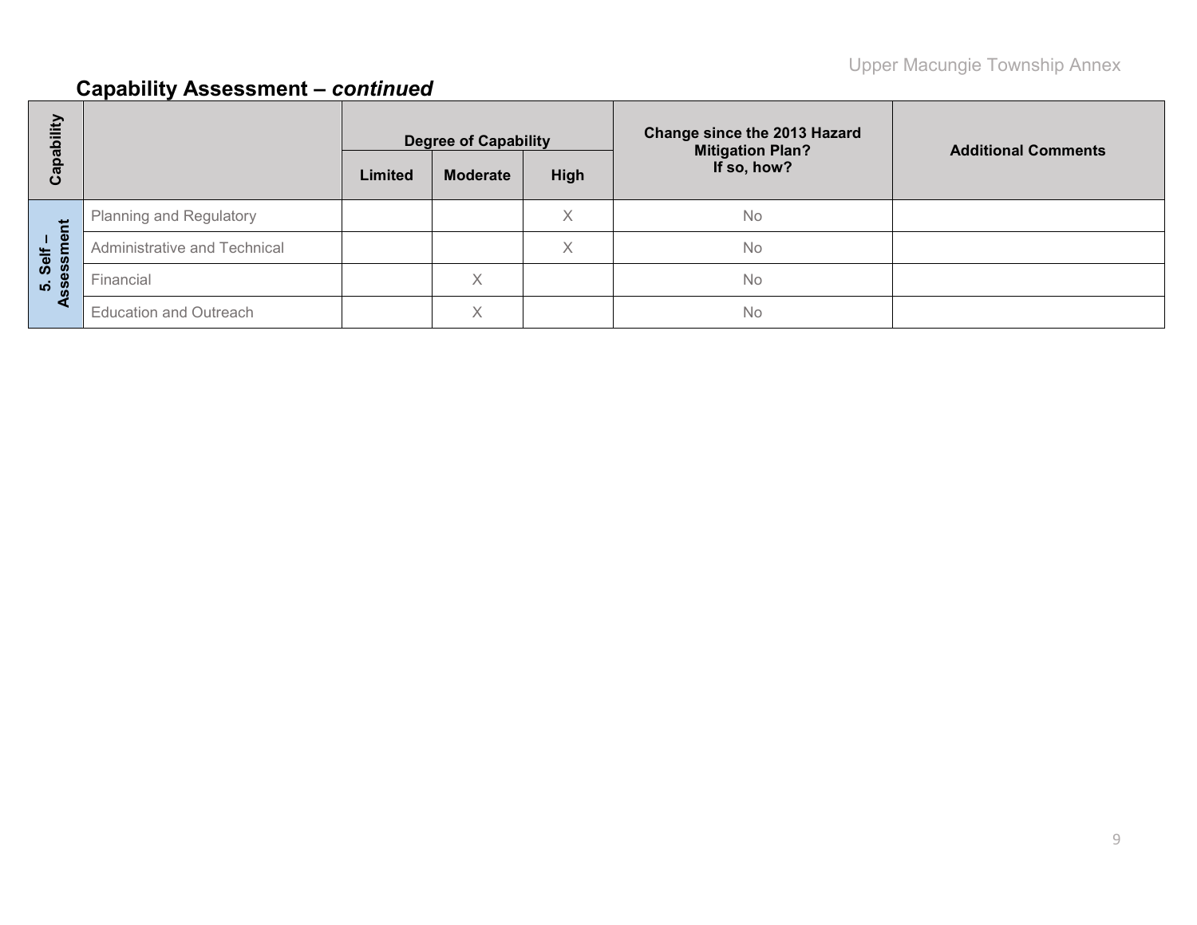## Capability Assessment – *continued*

| Capability | | Degree of Capability | | | Change since the 2013 Hazard Mitigation Plan? If so, how? | Additional Comments |
|---|---|---|---|---|---|---|
| | | Limited | Moderate | High | | |
| 5. Self – Assessment | Planning and Regulatory | | | X | No | |
| | Administrative and Technical | | | X | No | |
| | Financial | | X | | No | |
| | Education and Outreach | | X | | No | |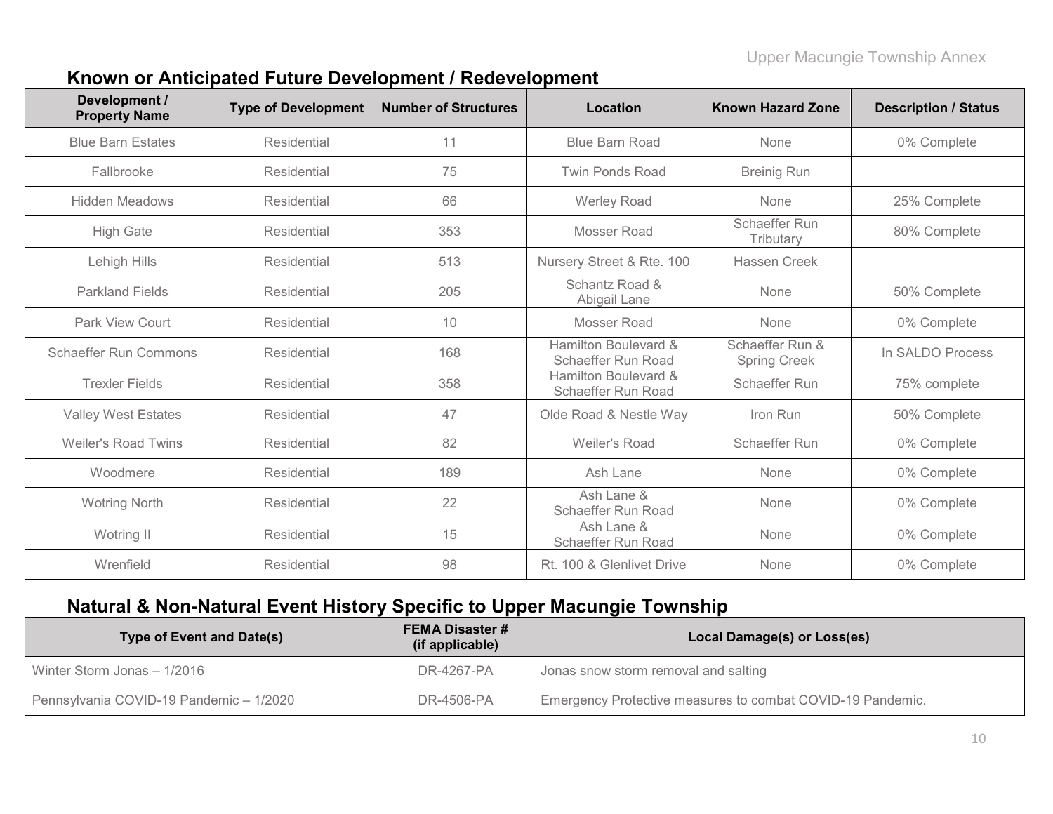## Known or Anticipated Future Development / Redevelopment

| Development / Property Name | Type of Development | Number of Structures | Location | Known Hazard Zone | Description / Status |
|---|---|---|---|---|---|
| Blue Barn Estates | Residential | 11 | Blue Barn Road | None | 0% Complete |
| Fallbrooke | Residential | 75 | Twin Ponds Road | Breinig Run | |
| Hidden Meadows | Residential | 66 | Werley Road | None | 25% Complete |
| High Gate | Residential | 353 | Mosser Road | Schaeffer Run Tributary | 80% Complete |
| Lehigh Hills | Residential | 513 | Nursery Street & Rte. 100 | Hassen Creek | |
| Parkland Fields | Residential | 205 | Schantz Road & Abigail Lane | None | 50% Complete |
| Park View Court | Residential | 10 | Mosser Road | None | 0% Complete |
| Schaeffer Run Commons | Residential | 168 | Hamilton Boulevard & Schaeffer Run Road | Schaeffer Run & Spring Creek | In SALDO Process |
| Trexler Fields | Residential | 358 | Hamilton Boulevard & Schaeffer Run Road | Schaeffer Run | 75% complete |
| Valley West Estates | Residential | 47 | Olde Road & Nestle Way | Iron Run | 50% Complete |
| Weiler's Road Twins | Residential | 82 | Weiler's Road | Schaeffer Run | 0% Complete |
| Woodmere | Residential | 189 | Ash Lane | None | 0% Complete |
| Wotring North | Residential | 22 | Ash Lane & Schaeffer Run Road | None | 0% Complete |
| Wotring II | Residential | 15 | Ash Lane & Schaeffer Run Road | None | 0% Complete |
| Wrenfield | Residential | 98 | Rt. 100 & Glenlivet Drive | None | 0% Complete |

## Natural & Non-Natural Event History Specific to Upper Macungie Township

| Type of Event and Date(s) | FEMA Disaster # (if applicable) | Local Damage(s) or Loss(es) |
|---|---|---|
| Winter Storm Jonas – 1/2016 | DR-4267-PA | Jonas snow storm removal and salting |
| Pennsylvania COVID-19 Pandemic – 1/2020 | DR-4506-PA | Emergency Protective measures to combat COVID-19 Pandemic. |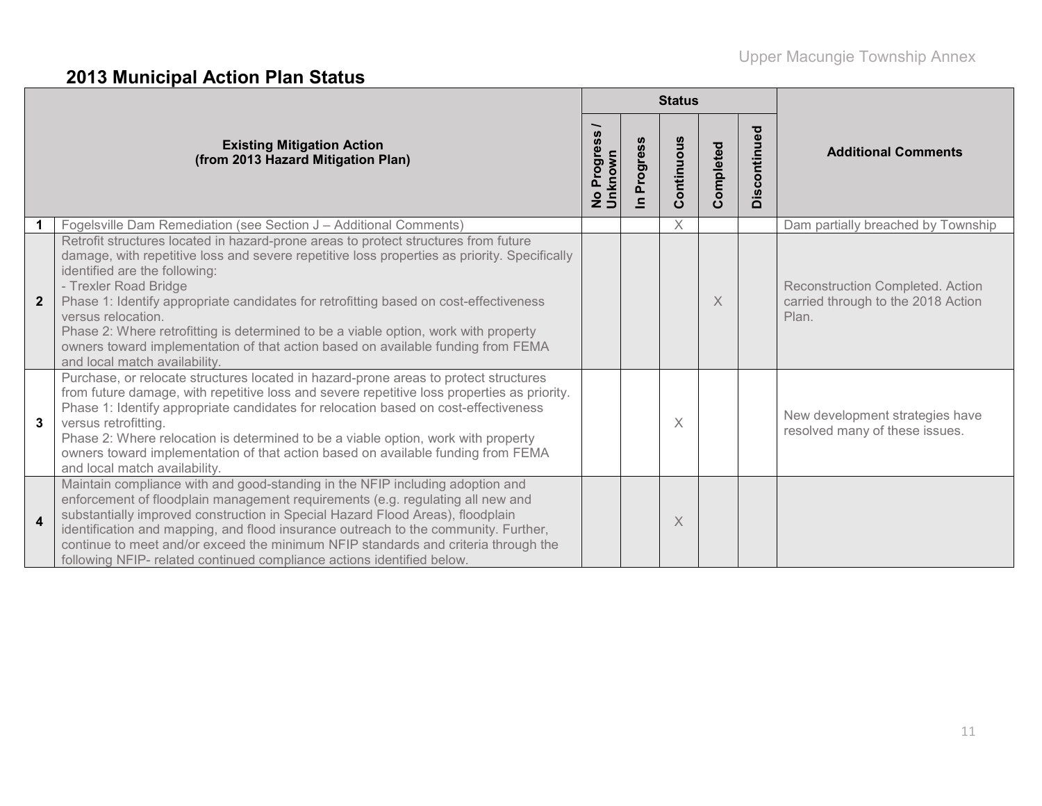## 2013 Municipal Action Plan Status

| | Existing Mitigation Action (from 2013 Hazard Mitigation Plan) | Status | | | | | Additional Comments |
|---|---|---|---|---|---|---|---|
| | | No Progress / Unknown | In Progress | Continuous | Completed | Discontinued | |
| 1 | Fogelsville Dam Remediation (see Section J – Additional Comments) | | | X | | | Dam partially breached by Township |
| 2 | Retrofit structures located in hazard-prone areas to protect structures from future damage, with repetitive loss and severe repetitive loss properties as priority. Specifically identified are the following:<br>- Trexler Road Bridge<br>Phase 1: Identify appropriate candidates for retrofitting based on cost-effectiveness versus relocation.<br>Phase 2: Where retrofitting is determined to be a viable option, work with property owners toward implementation of that action based on available funding from FEMA and local match availability. | | | | X | | Reconstruction Completed. Action carried through to the 2018 Action Plan. |
| 3 | Purchase, or relocate structures located in hazard-prone areas to protect structures from future damage, with repetitive loss and severe repetitive loss properties as priority.<br>Phase 1: Identify appropriate candidates for relocation based on cost-effectiveness versus retrofitting.<br>Phase 2: Where relocation is determined to be a viable option, work with property owners toward implementation of that action based on available funding from FEMA and local match availability. | | | X | | | New development strategies have resolved many of these issues. |
| 4 | Maintain compliance with and good-standing in the NFIP including adoption and enforcement of floodplain management requirements (e.g. regulating all new and substantially improved construction in Special Hazard Flood Areas), floodplain identification and mapping, and flood insurance outreach to the community. Further, continue to meet and/or exceed the minimum NFIP standards and criteria through the following NFIP- related continued compliance actions identified below. | | | X | | | |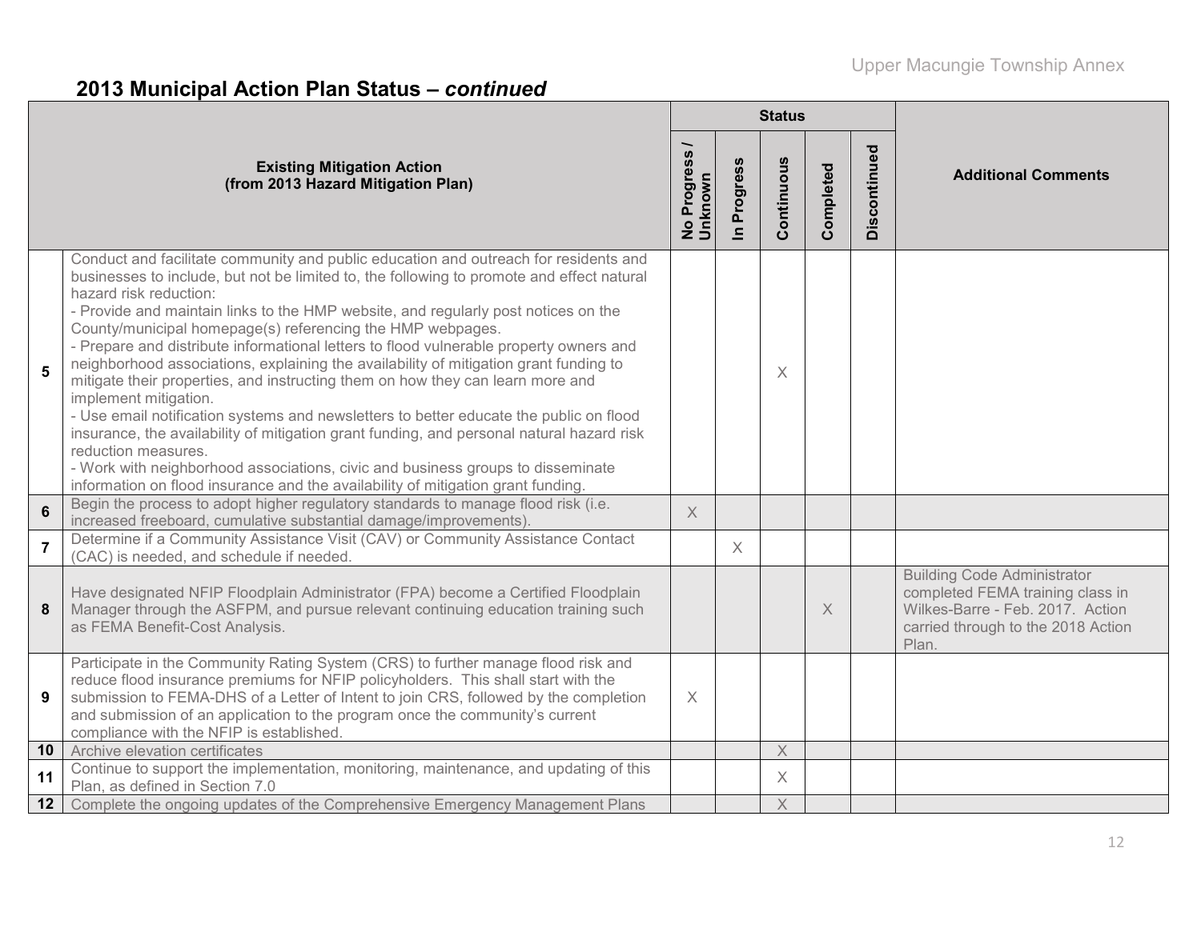## 2013 Municipal Action Plan Status – *continued*

| | Existing Mitigation Action (from 2013 Hazard Mitigation Plan) | Status | | | | | Additional Comments |
|---|---|---|---|---|---|---|---|
| | | No Progress / Unknown | In Progress | Continuous | Completed | Discontinued | |
| 5 | Conduct and facilitate community and public education and outreach for residents and businesses to include, but not be limited to, the following to promote and effect natural hazard risk reduction:<br>- Provide and maintain links to the HMP website, and regularly post notices on the County/municipal homepage(s) referencing the HMP webpages.<br>- Prepare and distribute informational letters to flood vulnerable property owners and neighborhood associations, explaining the availability of mitigation grant funding to mitigate their properties, and instructing them on how they can learn more and implement mitigation.<br>- Use email notification systems and newsletters to better educate the public on flood insurance, the availability of mitigation grant funding, and personal natural hazard risk reduction measures.<br>- Work with neighborhood associations, civic and business groups to disseminate information on flood insurance and the availability of mitigation grant funding. | | | X | | | |
| 6 | Begin the process to adopt higher regulatory standards to manage flood risk (i.e. increased freeboard, cumulative substantial damage/improvements). | X | | | | | |
| 7 | Determine if a Community Assistance Visit (CAV) or Community Assistance Contact (CAC) is needed, and schedule if needed. | | X | | | | |
| 8 | Have designated NFIP Floodplain Administrator (FPA) become a Certified Floodplain Manager through the ASFPM, and pursue relevant continuing education training such as FEMA Benefit-Cost Analysis. | | | | X | | Building Code Administrator completed FEMA training class in Wilkes-Barre - Feb. 2017. Action carried through to the 2018 Action Plan. |
| 9 | Participate in the Community Rating System (CRS) to further manage flood risk and reduce flood insurance premiums for NFIP policyholders. This shall start with the submission to FEMA-DHS of a Letter of Intent to join CRS, followed by the completion and submission of an application to the program once the community's current compliance with the NFIP is established. | X | | | | | |
| 10 | Archive elevation certificates | | | X | | | |
| 11 | Continue to support the implementation, monitoring, maintenance, and updating of this Plan, as defined in Section 7.0 | | | X | | | |
| 12 | Complete the ongoing updates of the Comprehensive Emergency Management Plans | | | X | | | |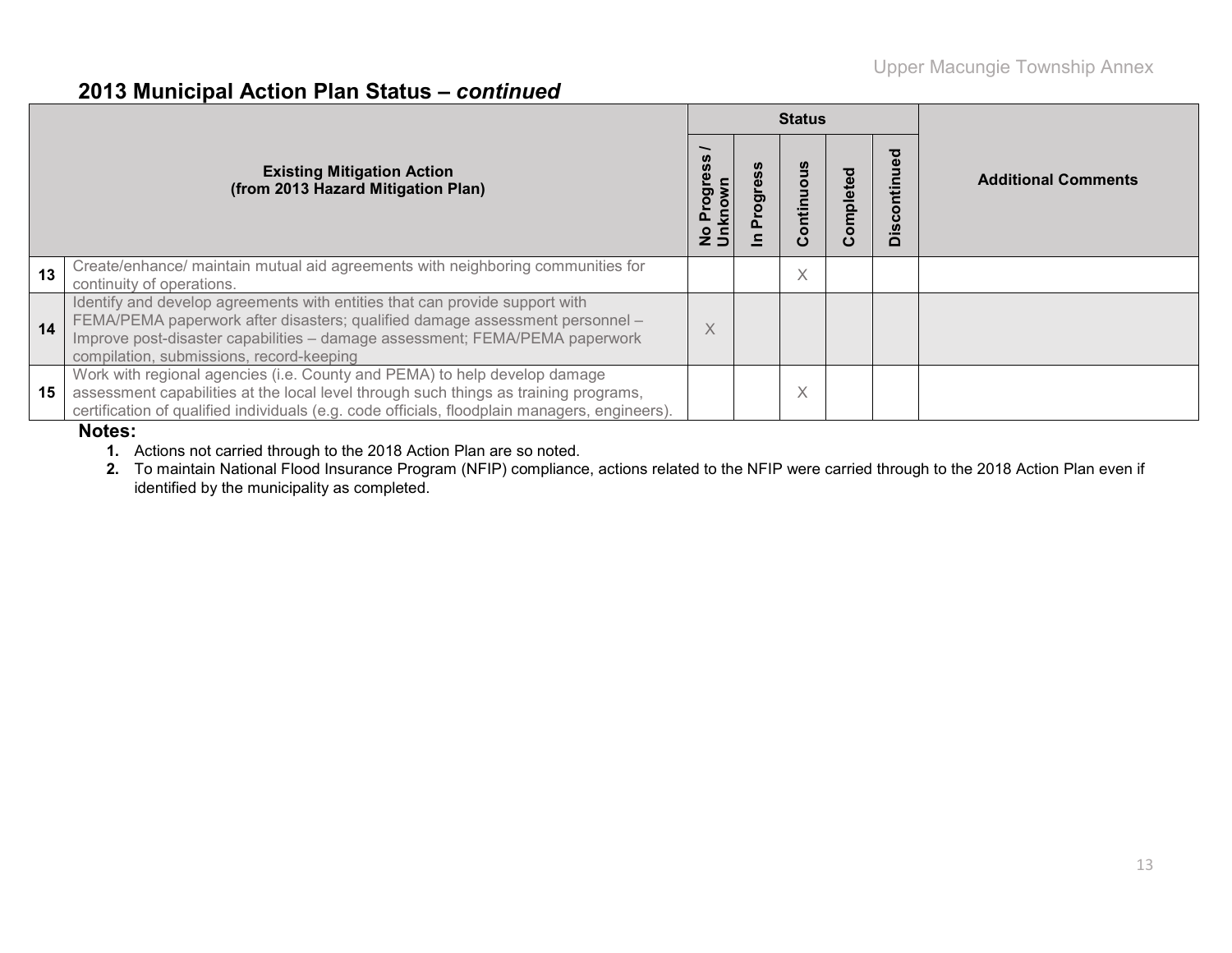## 2013 Municipal Action Plan Status – *continued*

| | Existing Mitigation Action (from 2013 Hazard Mitigation Plan) | Status | | | | | Additional Comments |
|---|---|---|---|---|---|---|---|
| | | No Progress / Unknown | In Progress | Continuous | Completed | Discontinued | |
| 13 | Create/enhance/ maintain mutual aid agreements with neighboring communities for continuity of operations. | | | X | | | |
| 14 | Identify and develop agreements with entities that can provide support with FEMA/PEMA paperwork after disasters; qualified damage assessment personnel – Improve post-disaster capabilities – damage assessment; FEMA/PEMA paperwork compilation, submissions, record-keeping | X | | | | | |
| 15 | Work with regional agencies (i.e. County and PEMA) to help develop damage assessment capabilities at the local level through such things as training programs, certification of qualified individuals (e.g. code officials, floodplain managers, engineers). | | | X | | | |

**Notes:**

1. Actions not carried through to the 2018 Action Plan are so noted.
2. To maintain National Flood Insurance Program (NFIP) compliance, actions related to the NFIP were carried through to the 2018 Action Plan even if identified by the municipality as completed.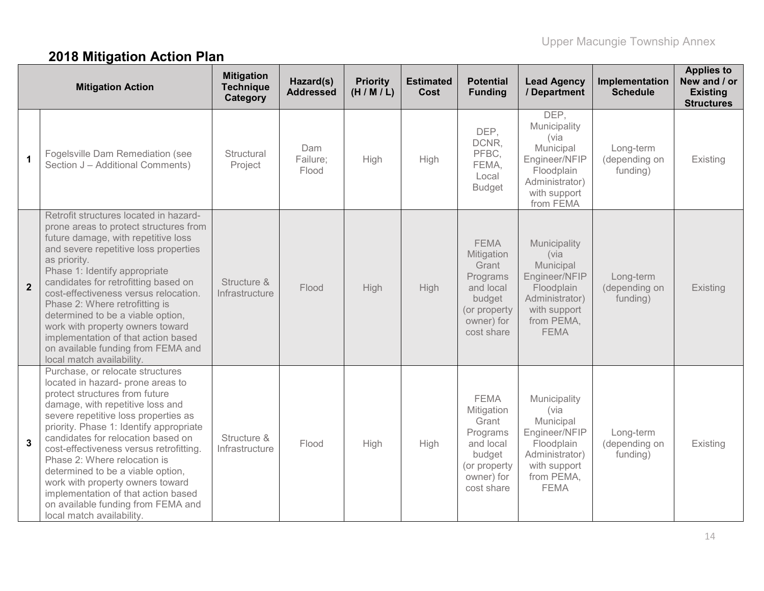## 2018 Mitigation Action Plan

| | Mitigation Action | Mitigation Technique Category | Hazard(s) Addressed | Priority (H / M / L) | Estimated Cost | Potential Funding | Lead Agency / Department | Implementation Schedule | Applies to New and / or Existing Structures |
|---|---|---|---|---|---|---|---|---|---|
| 1 | Fogelsville Dam Remediation (see Section J – Additional Comments) | Structural Project | Dam Failure; Flood | High | High | DEP, DCNR, PFBC, FEMA, Local Budget | DEP, Municipality (via Municipal Engineer/NFIP Floodplain Administrator) with support from FEMA | Long-term (depending on funding) | Existing |
| 2 | Retrofit structures located in hazard-prone areas to protect structures from future damage, with repetitive loss and severe repetitive loss properties as priority. Phase 1: Identify appropriate candidates for retrofitting based on cost-effectiveness versus relocation. Phase 2: Where retrofitting is determined to be a viable option, work with property owners toward implementation of that action based on available funding from FEMA and local match availability. | Structure & Infrastructure | Flood | High | High | FEMA Mitigation Grant Programs and local budget (or property owner) for cost share | Municipality (via Municipal Engineer/NFIP Floodplain Administrator) with support from PEMA, FEMA | Long-term (depending on funding) | Existing |
| 3 | Purchase, or relocate structures located in hazard- prone areas to protect structures from future damage, with repetitive loss and severe repetitive loss properties as priority. Phase 1: Identify appropriate candidates for relocation based on cost-effectiveness versus retrofitting. Phase 2: Where relocation is determined to be a viable option, work with property owners toward implementation of that action based on available funding from FEMA and local match availability. | Structure & Infrastructure | Flood | High | High | FEMA Mitigation Grant Programs and local budget (or property owner) for cost share | Municipality (via Municipal Engineer/NFIP Floodplain Administrator) with support from PEMA, FEMA | Long-term (depending on funding) | Existing |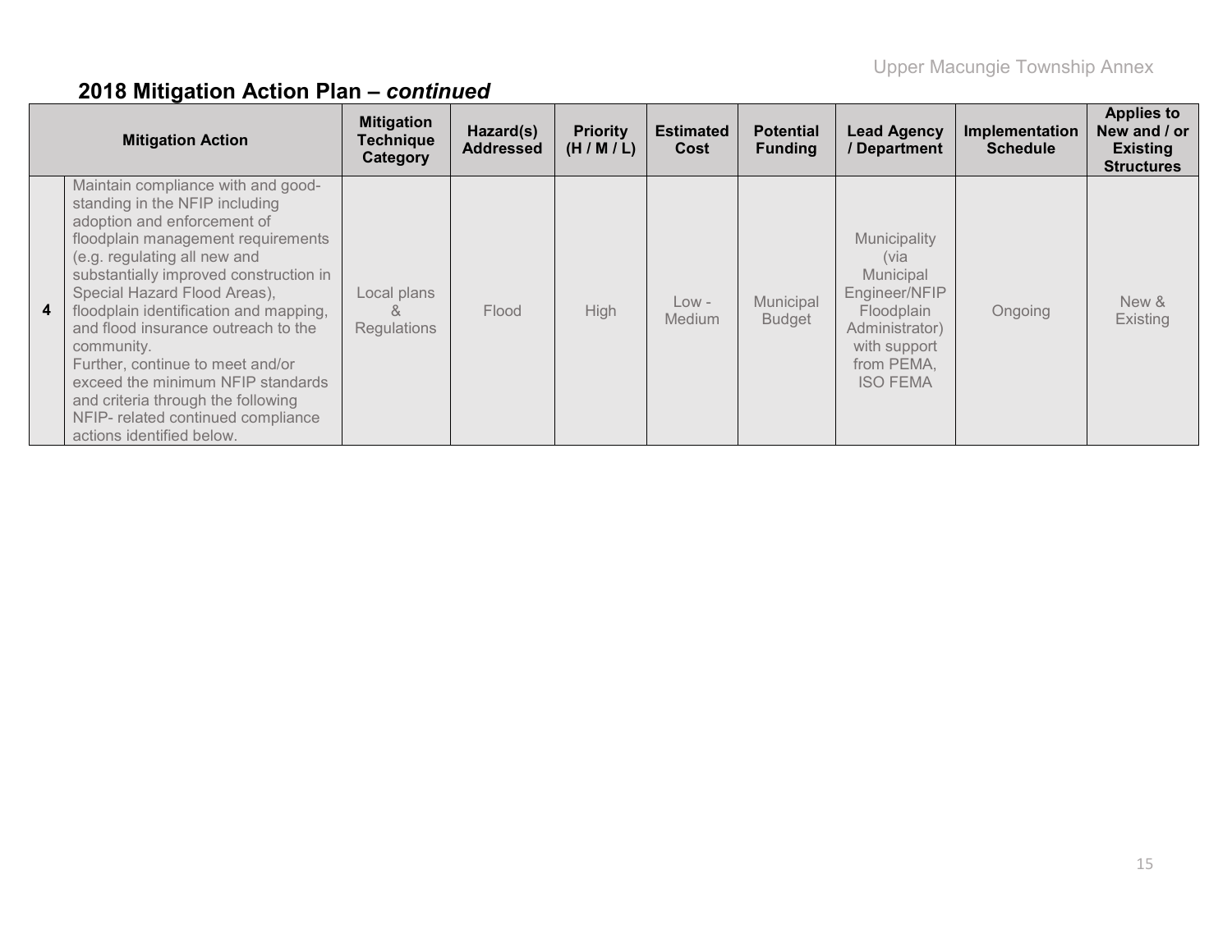## 2018 Mitigation Action Plan – *continued*

| | Mitigation Action | Mitigation Technique Category | Hazard(s) Addressed | Priority (H / M / L) | Estimated Cost | Potential Funding | Lead Agency / Department | Implementation Schedule | Applies to New and / or Existing Structures |
|---|---|---|---|---|---|---|---|---|---|
| **4** | Maintain compliance with and good-standing in the NFIP including adoption and enforcement of floodplain management requirements (e.g. regulating all new and substantially improved construction in Special Hazard Flood Areas), floodplain identification and mapping, and flood insurance outreach to the community. Further, continue to meet and/or exceed the minimum NFIP standards and criteria through the following NFIP- related continued compliance actions identified below. | Local plans & Regulations | Flood | High | Low - Medium | Municipal Budget | Municipality (via Municipal Engineer/NFIP Floodplain Administrator) with support from PEMA, ISO FEMA | Ongoing | New & Existing |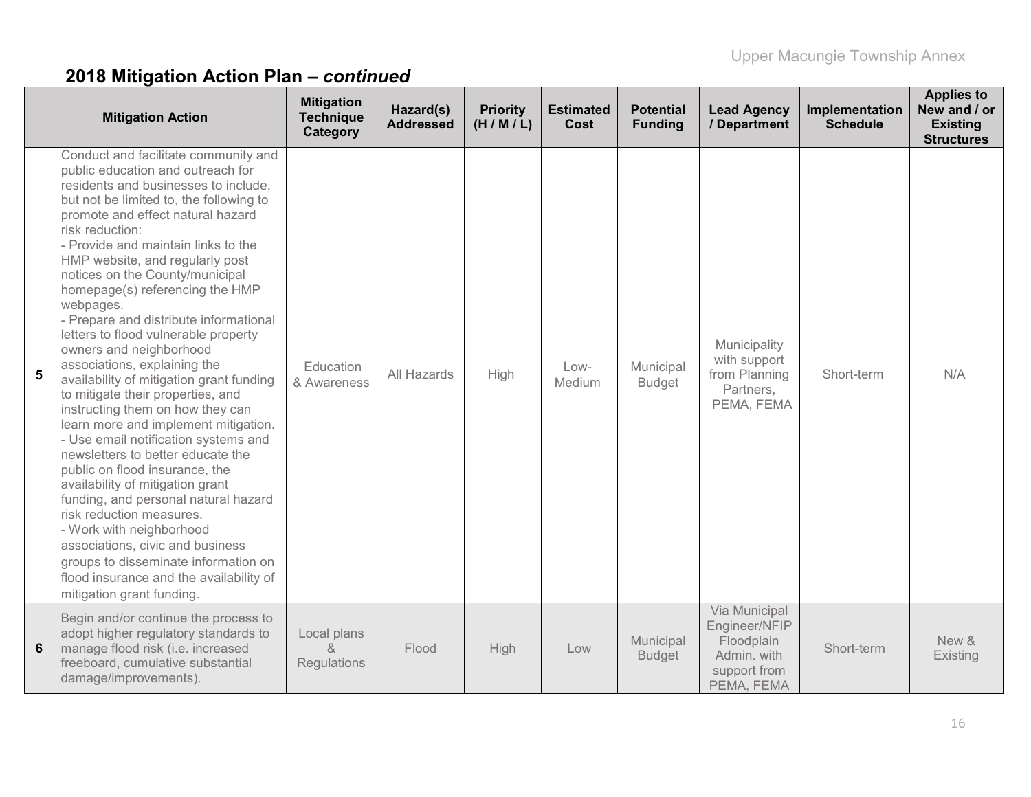## 2018 Mitigation Action Plan – *continued*

| | Mitigation Action | Mitigation Technique Category | Hazard(s) Addressed | Priority (H / M / L) | Estimated Cost | Potential Funding | Lead Agency / Department | Implementation Schedule | Applies to New and / or Existing Structures |
|---|---|---|---|---|---|---|---|---|---|
| **5** | Conduct and facilitate community and public education and outreach for residents and businesses to include, but not be limited to, the following to promote and effect natural hazard risk reduction:<br>- Provide and maintain links to the HMP website, and regularly post notices on the County/municipal homepage(s) referencing the HMP webpages.<br>- Prepare and distribute informational letters to flood vulnerable property owners and neighborhood associations, explaining the availability of mitigation grant funding to mitigate their properties, and instructing them on how they can learn more and implement mitigation.<br>- Use email notification systems and newsletters to better educate the public on flood insurance, the availability of mitigation grant funding, and personal natural hazard risk reduction measures.<br>- Work with neighborhood associations, civic and business groups to disseminate information on flood insurance and the availability of mitigation grant funding. | Education & Awareness | All Hazards | High | Low-Medium | Municipal Budget | Municipality with support from Planning Partners, PEMA, FEMA | Short-term | N/A |
| **6** | Begin and/or continue the process to adopt higher regulatory standards to manage flood risk (i.e. increased freeboard, cumulative substantial damage/improvements). | Local plans & Regulations | Flood | High | Low | Municipal Budget | Via Municipal Engineer/NFIP Floodplain Admin. with support from PEMA, FEMA | Short-term | New & Existing |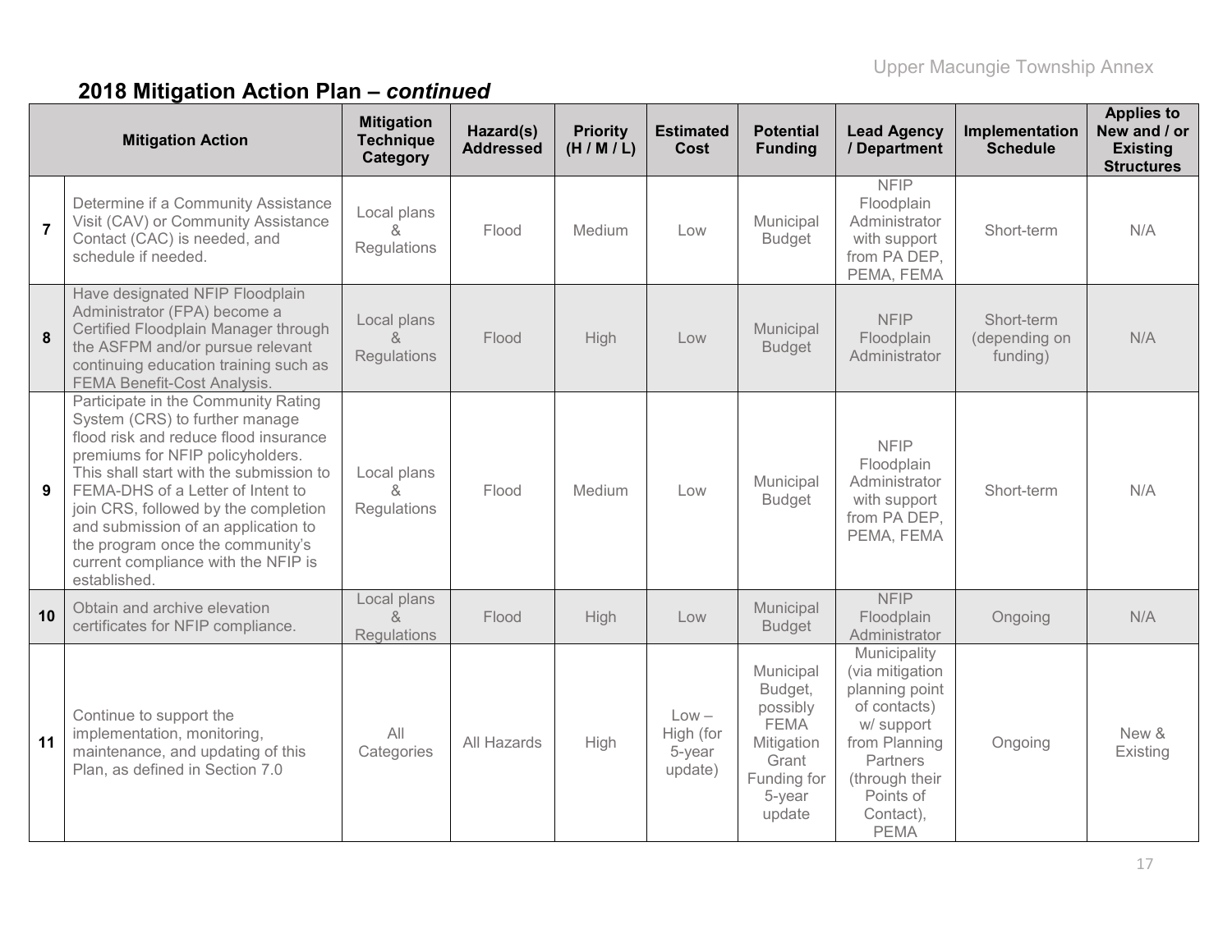## 2018 Mitigation Action Plan – *continued*

| | Mitigation Action | Mitigation Technique Category | Hazard(s) Addressed | Priority (H / M / L) | Estimated Cost | Potential Funding | Lead Agency / Department | Implementation Schedule | Applies to New and / or Existing Structures |
|---|---|---|---|---|---|---|---|---|---|
| 7 | Determine if a Community Assistance Visit (CAV) or Community Assistance Contact (CAC) is needed, and schedule if needed. | Local plans & Regulations | Flood | Medium | Low | Municipal Budget | NFIP Floodplain Administrator with support from PA DEP, PEMA, FEMA | Short-term | N/A |
| 8 | Have designated NFIP Floodplain Administrator (FPA) become a Certified Floodplain Manager through the ASFPM and/or pursue relevant continuing education training such as FEMA Benefit-Cost Analysis. | Local plans & Regulations | Flood | High | Low | Municipal Budget | NFIP Floodplain Administrator | Short-term (depending on funding) | N/A |
| 9 | Participate in the Community Rating System (CRS) to further manage flood risk and reduce flood insurance premiums for NFIP policyholders. This shall start with the submission to FEMA-DHS of a Letter of Intent to join CRS, followed by the completion and submission of an application to the program once the community's current compliance with the NFIP is established. | Local plans & Regulations | Flood | Medium | Low | Municipal Budget | NFIP Floodplain Administrator with support from PA DEP, PEMA, FEMA | Short-term | N/A |
| 10 | Obtain and archive elevation certificates for NFIP compliance. | Local plans & Regulations | Flood | High | Low | Municipal Budget | NFIP Floodplain Administrator | Ongoing | N/A |
| 11 | Continue to support the implementation, monitoring, maintenance, and updating of this Plan, as defined in Section 7.0 | All Categories | All Hazards | High | Low – High (for 5-year update) | Municipal Budget, possibly FEMA Mitigation Grant Funding for 5-year update | Municipality (via mitigation planning point of contacts) w/ support from Planning Partners (through their Points of Contact), PEMA | Ongoing | New & Existing |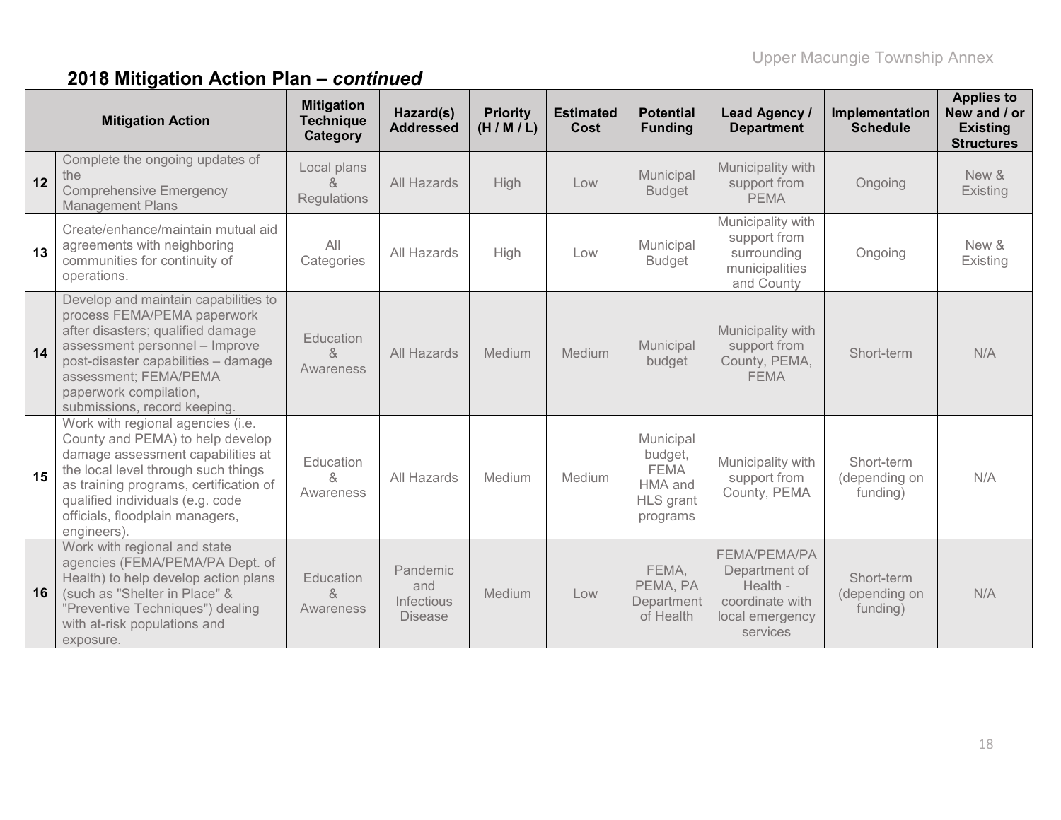## 2018 Mitigation Action Plan – *continued*

| | Mitigation Action | Mitigation Technique Category | Hazard(s) Addressed | Priority (H / M / L) | Estimated Cost | Potential Funding | Lead Agency / Department | Implementation Schedule | Applies to New and / or Existing Structures |
|---|---|---|---|---|---|---|---|---|---|
| 12 | Complete the ongoing updates of the Comprehensive Emergency Management Plans | Local plans & Regulations | All Hazards | High | Low | Municipal Budget | Municipality with support from PEMA | Ongoing | New & Existing |
| 13 | Create/enhance/maintain mutual aid agreements with neighboring communities for continuity of operations. | All Categories | All Hazards | High | Low | Municipal Budget | Municipality with support from surrounding municipalities and County | Ongoing | New & Existing |
| 14 | Develop and maintain capabilities to process FEMA/PEMA paperwork after disasters; qualified damage assessment personnel – Improve post-disaster capabilities – damage assessment; FEMA/PEMA paperwork compilation, submissions, record keeping. | Education & Awareness | All Hazards | Medium | Medium | Municipal budget | Municipality with support from County, PEMA, FEMA | Short-term | N/A |
| 15 | Work with regional agencies (i.e. County and PEMA) to help develop damage assessment capabilities at the local level through such things as training programs, certification of qualified individuals (e.g. code officials, floodplain managers, engineers). | Education & Awareness | All Hazards | Medium | Medium | Municipal budget, FEMA HMA and HLS grant programs | Municipality with support from County, PEMA | Short-term (depending on funding) | N/A |
| 16 | Work with regional and state agencies (FEMA/PEMA/PA Dept. of Health) to help develop action plans (such as "Shelter in Place" & "Preventive Techniques") dealing with at-risk populations and exposure. | Education & Awareness | Pandemic and Infectious Disease | Medium | Low | FEMA, PEMA, PA Department of Health | FEMA/PEMA/PA Department of Health - coordinate with local emergency services | Short-term (depending on funding) | N/A |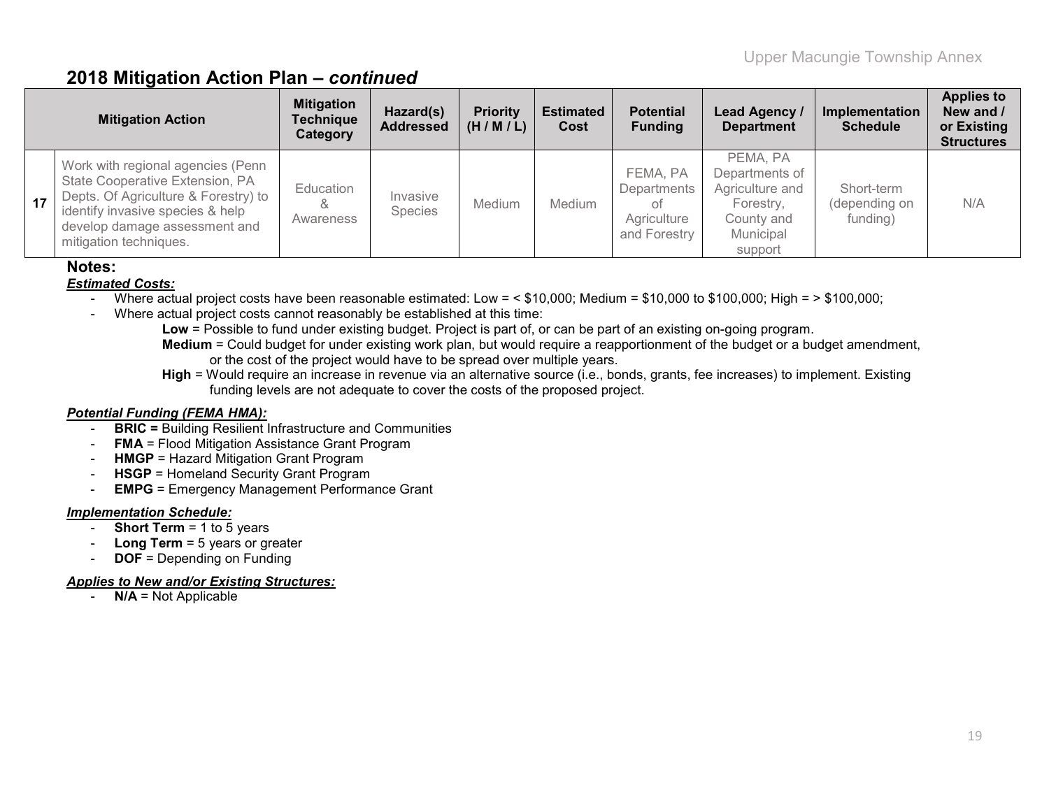## 2018 Mitigation Action Plan – *continued*

| | Mitigation Action | Mitigation Technique Category | Hazard(s) Addressed | Priority (H / M / L) | Estimated Cost | Potential Funding | Lead Agency / Department | Implementation Schedule | Applies to New and / or Existing Structures |
|---|---|---|---|---|---|---|---|---|---|
| 17 | Work with regional agencies (Penn State Cooperative Extension, PA Depts. Of Agriculture & Forestry) to identify invasive species & help develop damage assessment and mitigation techniques. | Education & Awareness | Invasive Species | Medium | Medium | FEMA, PA Departments of Agriculture and Forestry | PEMA, PA Departments of Agriculture and Forestry, County and Municipal support | Short-term (depending on funding) | N/A |

**Notes:**

***Estimated Costs:***

- Where actual project costs have been reasonable estimated: Low = < $10,000; Medium = $10,000 to $100,000; High = > $100,000;
- Where actual project costs cannot reasonably be established at this time:
  - **Low** = Possible to fund under existing budget. Project is part of, or can be part of an existing on-going program.
  - **Medium** = Could budget for under existing work plan, but would require a reapportionment of the budget or a budget amendment, or the cost of the project would have to be spread over multiple years.
  - **High** = Would require an increase in revenue via an alternative source (i.e., bonds, grants, fee increases) to implement. Existing funding levels are not adequate to cover the costs of the proposed project.

***Potential Funding (FEMA HMA):***

- **BRIC =** Building Resilient Infrastructure and Communities
- **FMA** = Flood Mitigation Assistance Grant Program
- **HMGP** = Hazard Mitigation Grant Program
- **HSGP** = Homeland Security Grant Program
- **EMPG** = Emergency Management Performance Grant

***Implementation Schedule:***

- **Short Term** = 1 to 5 years
- **Long Term** = 5 years or greater
- **DOF** = Depending on Funding

***Applies to New and/or Existing Structures:***

- **N/A** = Not Applicable